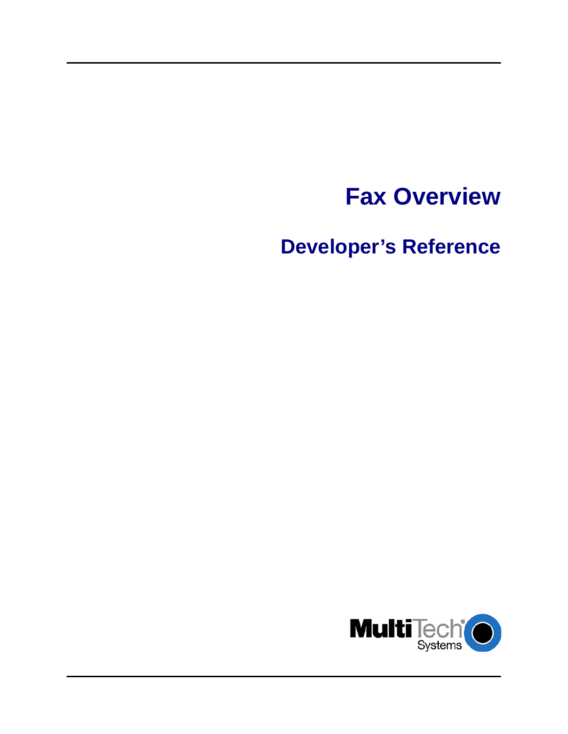# Fax Overview

## Developer's Reference

Multi Tech Systems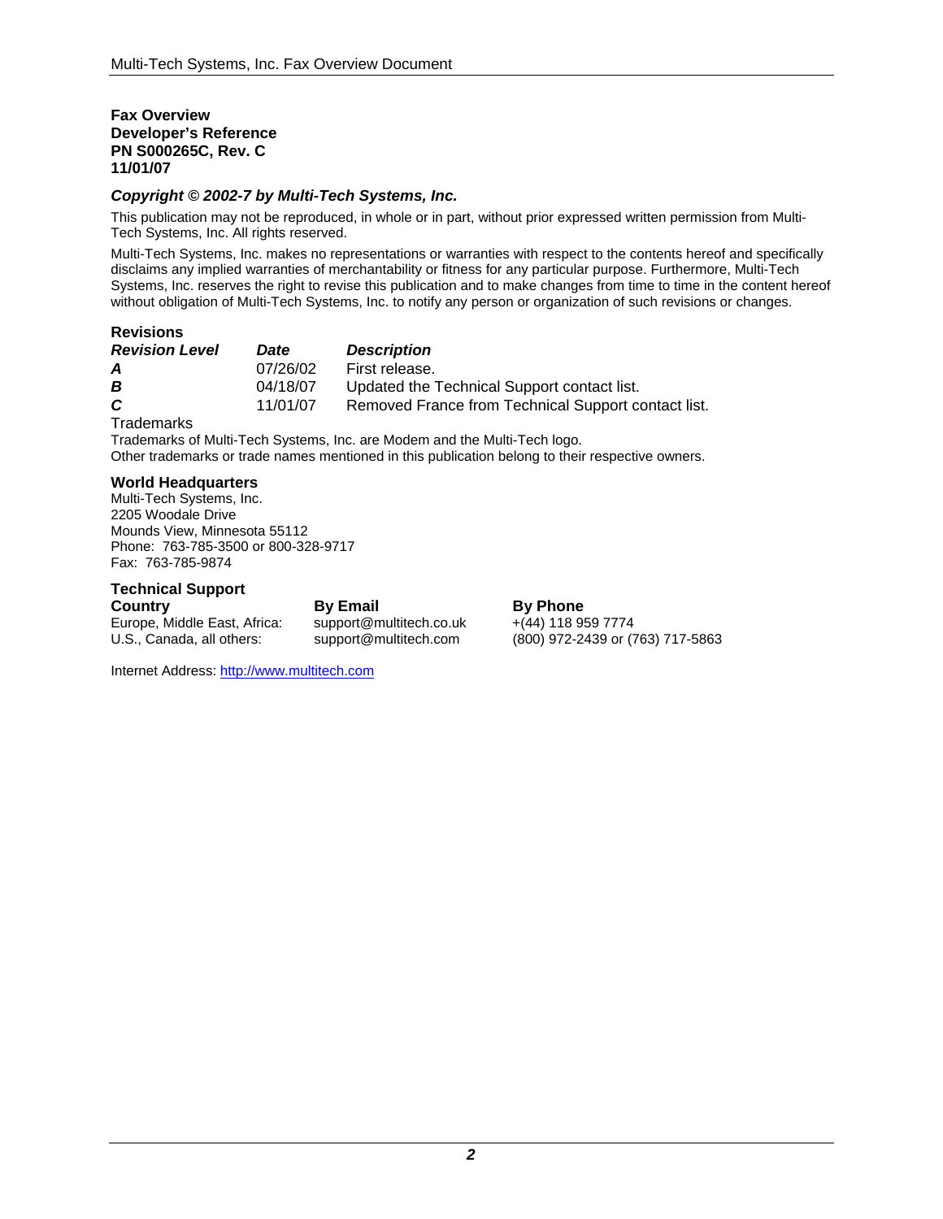**Fax Overview**
**Developer's Reference**
**PN S000265C, Rev. C**
**11/01/07**

***Copyright © 2002-7 by Multi-Tech Systems, Inc.***

This publication may not be reproduced, in whole or in part, without prior expressed written permission from Multi-Tech Systems, Inc. All rights reserved.

Multi-Tech Systems, Inc. makes no representations or warranties with respect to the contents hereof and specifically disclaims any implied warranties of merchantability or fitness for any particular purpose. Furthermore, Multi-Tech Systems, Inc. reserves the right to revise this publication and to make changes from time to time in the content hereof without obligation of Multi-Tech Systems, Inc. to notify any person or organization of such revisions or changes.

**Revisions**

| ***Revision Level*** | ***Date*** | ***Description*** |
|---|---|---|
| ***A*** | 07/26/02 | First release. |
| ***B*** | 04/18/07 | Updated the Technical Support contact list. |
| ***C*** | 11/01/07 | Removed France from Technical Support contact list. |

Trademarks

Trademarks of Multi-Tech Systems, Inc. are Modem and the Multi-Tech logo.
Other trademarks or trade names mentioned in this publication belong to their respective owners.

**World Headquarters**
Multi-Tech Systems, Inc.
2205 Woodale Drive
Mounds View, Minnesota 55112
Phone: 763-785-3500 or 800-328-9717
Fax: 763-785-9874

**Technical Support**

| **Country** | **By Email** | **By Phone** |
|---|---|---|
| Europe, Middle East, Africa: | support@multitech.co.uk | +(44) 118 959 7774 |
| U.S., Canada, all others: | support@multitech.com | (800) 972-2439 or (763) 717-5863 |

Internet Address: [http://www.multitech.com](http://www.multitech.com)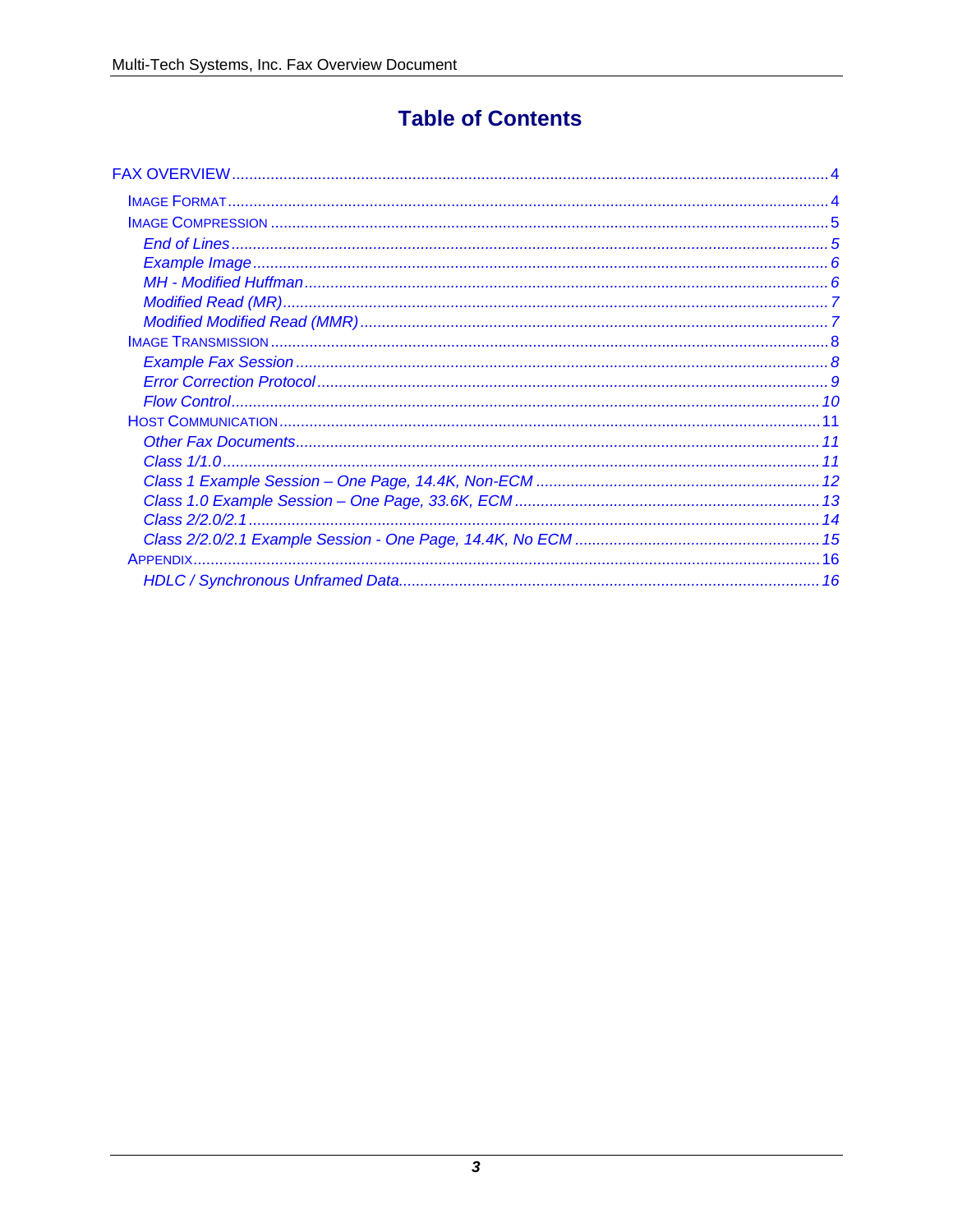# Table of Contents

FAX OVERVIEW ........................................................ 4

- IMAGE FORMAT ........................................................ 4
- IMAGE COMPRESSION ........................................................ 5
  - *End of Lines* ........................................................ *5*
  - *Example Image* ........................................................ *6*
  - *MH - Modified Huffman* ........................................................ *6*
  - *Modified Read (MR)* ........................................................ *7*
  - *Modified Modified Read (MMR)* ........................................................ *7*
- IMAGE TRANSMISSION ........................................................ 8
  - *Example Fax Session* ........................................................ *8*
  - *Error Correction Protocol* ........................................................ *9*
  - *Flow Control* ........................................................ *10*
- HOST COMMUNICATION ........................................................ 11
  - *Other Fax Documents* ........................................................ *11*
  - *Class 1/1.0* ........................................................ *11*
  - *Class 1 Example Session – One Page, 14.4K, Non-ECM* ........................................................ *12*
  - *Class 1.0 Example Session – One Page, 33.6K, ECM* ........................................................ *13*
  - *Class 2/2.0/2.1* ........................................................ *14*
  - *Class 2/2.0/2.1 Example Session - One Page, 14.4K, No ECM* ........................................................ *15*
- APPENDIX ........................................................ 16
  - *HDLC / Synchronous Unframed Data* ........................................................ *16*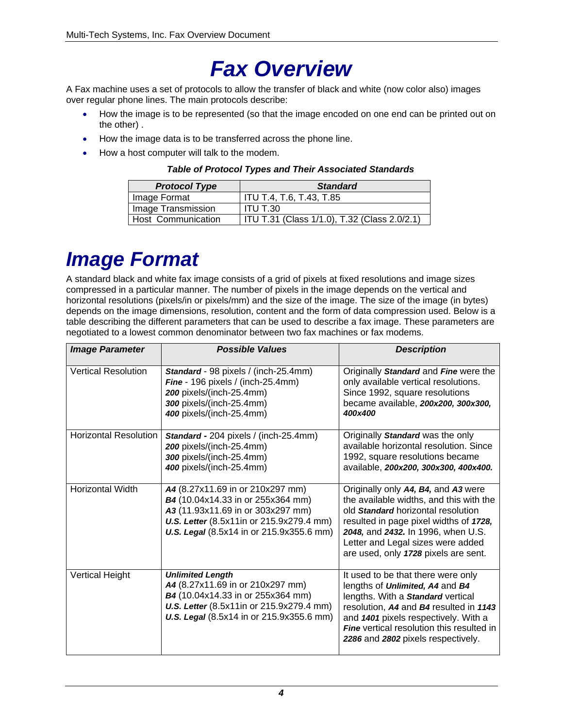# Fax Overview

A Fax machine uses a set of protocols to allow the transfer of black and white (now color also) images over regular phone lines. The main protocols describe:

- How the image is to be represented (so that the image encoded on one end can be printed out on the other) .
- How the image data is to be transferred across the phone line.
- How a host computer will talk to the modem.

***Table of Protocol Types and Their Associated Standards***

| ***Protocol Type*** | ***Standard*** |
|---|---|
| Image Format | ITU T.4, T.6, T.43, T.85 |
| Image Transmission | ITU T.30 |
| Host Communication | ITU T.31 (Class 1/1.0), T.32 (Class 2.0/2.1) |

# Image Format

A standard black and white fax image consists of a grid of pixels at fixed resolutions and image sizes compressed in a particular manner. The number of pixels in the image depends on the vertical and horizontal resolutions (pixels/in or pixels/mm) and the size of the image. The size of the image (in bytes) depends on the image dimensions, resolution, content and the form of data compression used. Below is a table describing the different parameters that can be used to describe a fax image. These parameters are negotiated to a lowest common denominator between two fax machines or fax modems.

| ***Image Parameter*** | ***Possible Values*** | ***Description*** |
|---|---|---|
| Vertical Resolution | ***Standard*** - 98 pixels / (inch-25.4mm)<br>***Fine*** - 196 pixels / (inch-25.4mm)<br>***200*** pixels/(inch-25.4mm)<br>***300*** pixels/(inch-25.4mm)<br>***400*** pixels/(inch-25.4mm) | Originally ***Standard*** and ***Fine*** were the only available vertical resolutions. Since 1992, square resolutions became available, ***200x200, 300x300, 400x400*** |
| Horizontal Resolution | ***Standard -*** 204 pixels / (inch-25.4mm)<br>***200*** pixels/(inch-25.4mm)<br>***300*** pixels/(inch-25.4mm)<br>***400*** pixels/(inch-25.4mm) | Originally ***Standard*** was the only available horizontal resolution. Since 1992, square resolutions became available, ***200x200, 300x300, 400x400.*** |
| Horizontal Width | ***A4*** (8.27x11.69 in or 210x297 mm)<br>***B4*** (10.04x14.33 in or 255x364 mm)<br>***A3*** (11.93x11.69 in or 303x297 mm)<br>***U.S. Letter*** (8.5x11in or 215.9x279.4 mm)<br>***U.S. Legal*** (8.5x14 in or 215.9x355.6 mm) | Originally only ***A4, B4,*** and ***A3*** were the available widths, and this with the old ***Standard*** horizontal resolution resulted in page pixel widths of ***1728, 2048,*** and ***2432.*** In 1996, when U.S. Letter and Legal sizes were added are used, only ***1728*** pixels are sent. |
| Vertical Height | ***Unlimited Length***<br>***A4*** (8.27x11.69 in or 210x297 mm)<br>***B4*** (10.04x14.33 in or 255x364 mm)<br>***U.S. Letter*** (8.5x11in or 215.9x279.4 mm)<br>***U.S. Legal*** (8.5x14 in or 215.9x355.6 mm) | It used to be that there were only lengths of ***Unlimited, A4*** and ***B4*** lengths. With a ***Standard*** vertical resolution, ***A4*** and ***B4*** resulted in ***1143*** and ***1401*** pixels respectively. With a ***Fine*** vertical resolution this resulted in ***2286*** and ***2802*** pixels respectively. |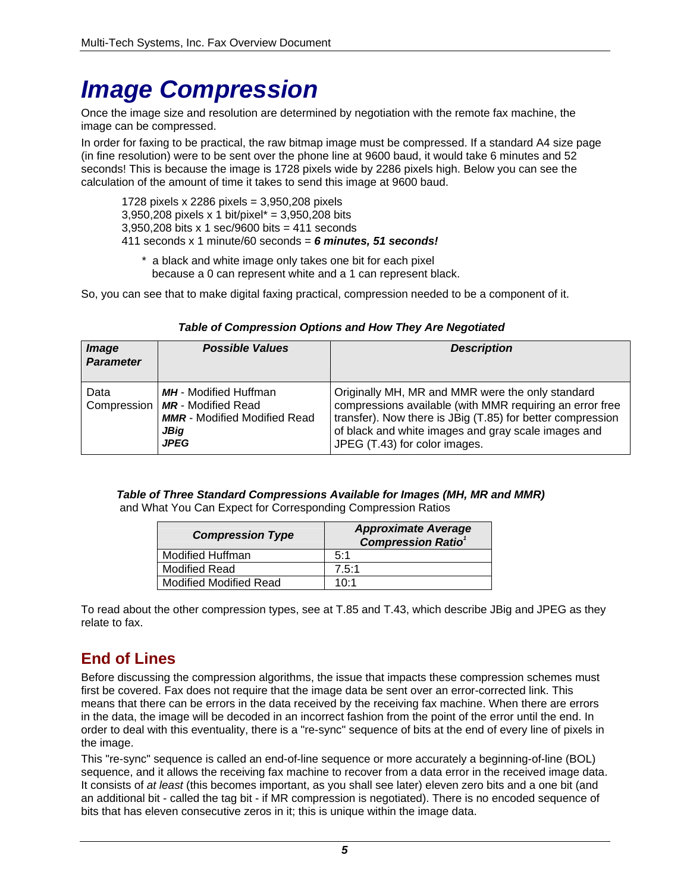# Image Compression

Once the image size and resolution are determined by negotiation with the remote fax machine, the image can be compressed.

In order for faxing to be practical, the raw bitmap image must be compressed. If a standard A4 size page (in fine resolution) were to be sent over the phone line at 9600 baud, it would take 6 minutes and 52 seconds! This is because the image is 1728 pixels wide by 2286 pixels high. Below you can see the calculation of the amount of time it takes to send this image at 9600 baud.

> 1728 pixels x 2286 pixels = 3,950,208 pixels
> 3,950,208 pixels x 1 bit/pixel* = 3,950,208 bits
> 3,950,208 bits x 1 sec/9600 bits = 411 seconds
> 411 seconds x 1 minute/60 seconds = ***6 minutes, 51 seconds!***
>
> \* a black and white image only takes one bit for each pixel because a 0 can represent white and a 1 can represent black.

So, you can see that to make digital faxing practical, compression needed to be a component of it.

***Table of Compression Options and How They Are Negotiated***

| ***Image Parameter*** | ***Possible Values*** | ***Description*** |
|---|---|---|
| Data Compression | ***MH*** - Modified Huffman<br>***MR*** - Modified Read<br>***MMR*** - Modified Modified Read<br>***JBig***<br>***JPEG*** | Originally MH, MR and MMR were the only standard compressions available (with MMR requiring an error free transfer). Now there is JBig (T.85) for better compression of black and white images and gray scale images and JPEG (T.43) for color images. |

***Table of Three Standard Compressions Available for Images (MH, MR and MMR)*** and What You Can Expect for Corresponding Compression Ratios

| ***Compression Type*** | ***Approximate Average Compression Ratio***[1] |
|---|---|
| Modified Huffman | 5:1 |
| Modified Read | 7.5:1 |
| Modified Modified Read | 10:1 |

To read about the other compression types, see at T.85 and T.43, which describe JBig and JPEG as they relate to fax.

## End of Lines

Before discussing the compression algorithms, the issue that impacts these compression schemes must first be covered. Fax does not require that the image data be sent over an error-corrected link. This means that there can be errors in the data received by the receiving fax machine. When there are errors in the data, the image will be decoded in an incorrect fashion from the point of the error until the end. In order to deal with this eventuality, there is a "re-sync" sequence of bits at the end of every line of pixels in the image.

This "re-sync" sequence is called an end-of-line sequence or more accurately a beginning-of-line (BOL) sequence, and it allows the receiving fax machine to recover from a data error in the received image data. It consists of *at least* (this becomes important, as you shall see later) eleven zero bits and a one bit (and an additional bit - called the tag bit - if MR compression is negotiated). There is no encoded sequence of bits that has eleven consecutive zeros in it; this is unique within the image data.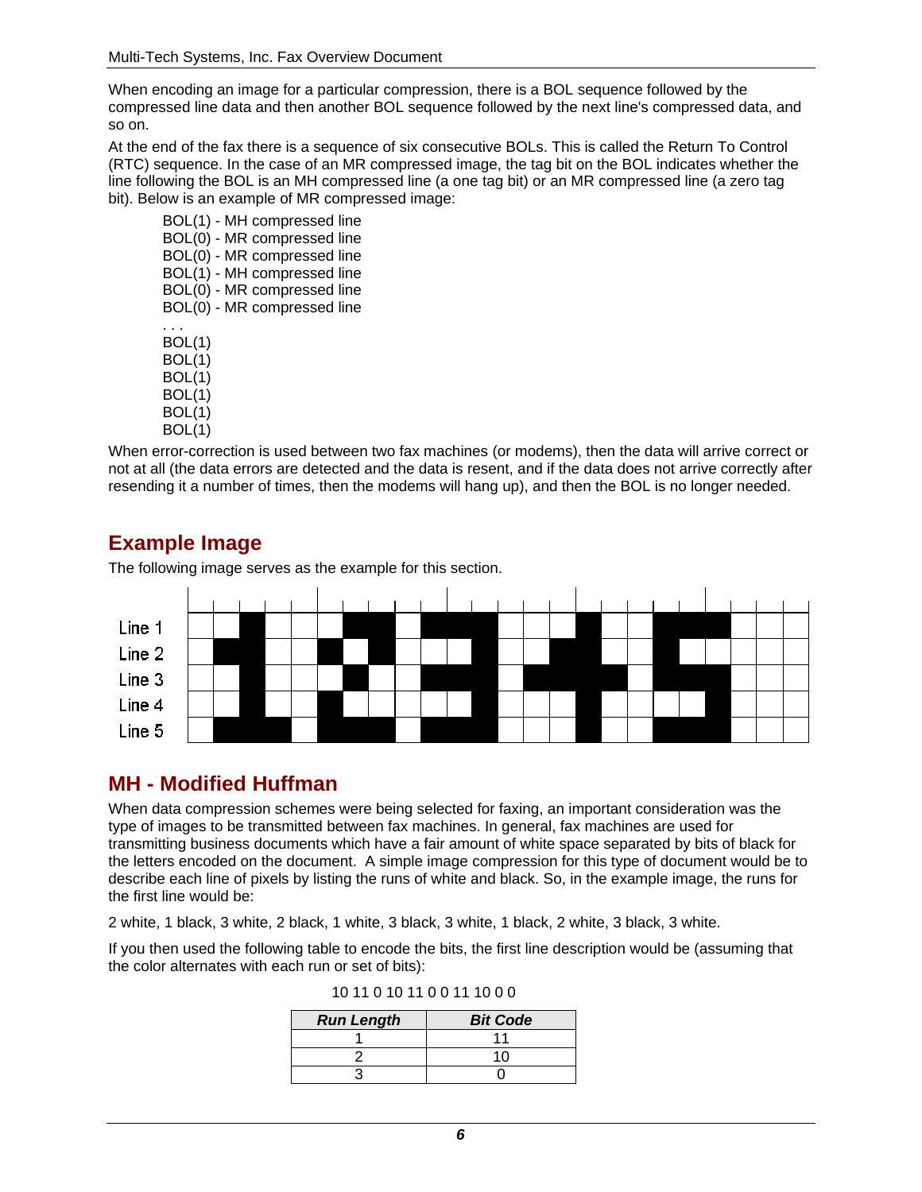When encoding an image for a particular compression, there is a BOL sequence followed by the compressed line data and then another BOL sequence followed by the next line's compressed data, and so on.

At the end of the fax there is a sequence of six consecutive BOLs. This is called the Return To Control (RTC) sequence. In the case of an MR compressed image, the tag bit on the BOL indicates whether the line following the BOL is an MH compressed line (a one tag bit) or an MR compressed line (a zero tag bit). Below is an example of MR compressed image:

BOL(1) - MH compressed line
BOL(0) - MR compressed line
BOL(0) - MR compressed line
BOL(1) - MH compressed line
BOL(0) - MR compressed line
BOL(0) - MR compressed line
. . .
BOL(1)
BOL(1)
BOL(1)
BOL(1)
BOL(1)
BOL(1)

When error-correction is used between two fax machines (or modems), then the data will arrive correct or not at all (the data errors are detected and the data is resent, and if the data does not arrive correctly after resending it a number of times, then the modems will hang up), and then the BOL is no longer needed.

## Example Image

The following image serves as the example for this section.

Line 1
Line 2
Line 3
Line 4
Line 5

## MH - Modified Huffman

When data compression schemes were being selected for faxing, an important consideration was the type of images to be transmitted between fax machines. In general, fax machines are used for transmitting business documents which have a fair amount of white space separated by bits of black for the letters encoded on the document. A simple image compression for this type of document would be to describe each line of pixels by listing the runs of white and black. So, in the example image, the runs for the first line would be:

2 white, 1 black, 3 white, 2 black, 1 white, 3 black, 3 white, 1 black, 2 white, 3 black, 3 white.

If you then used the following table to encode the bits, the first line description would be (assuming that the color alternates with each run or set of bits):

10 11 0 10 11 0 0 11 10 0 0

| *Run Length* | *Bit Code* |
|---|---|
| 1 | 11 |
| 2 | 10 |
| 3 | 0 |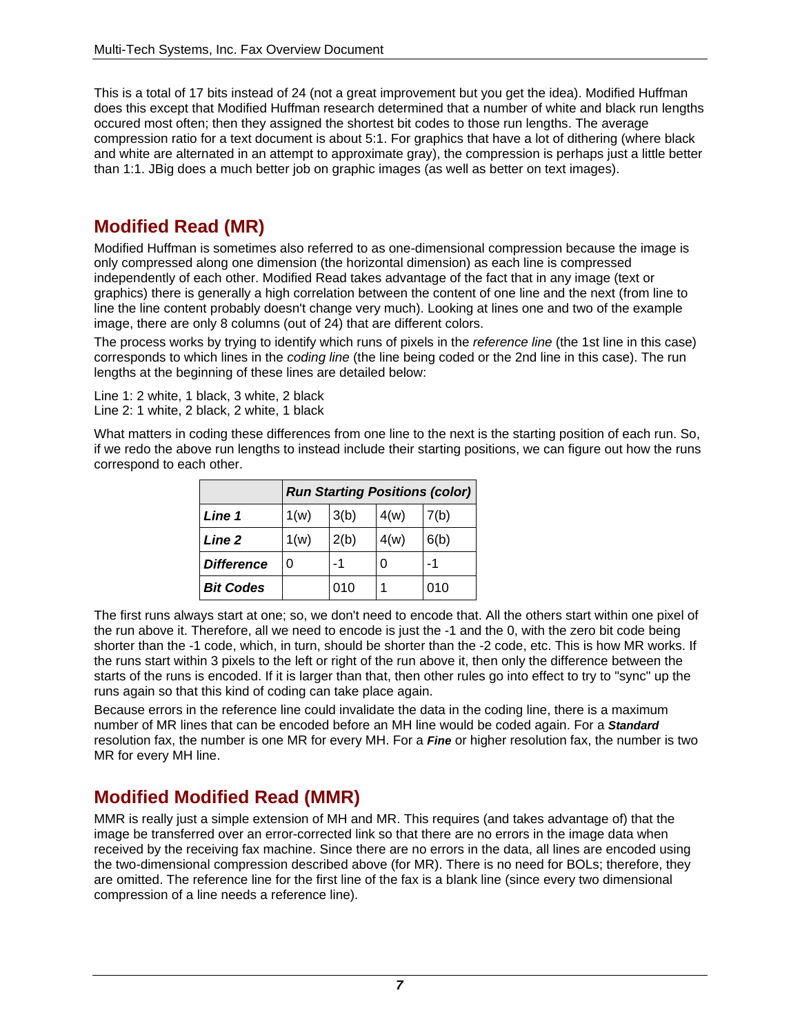This is a total of 17 bits instead of 24 (not a great improvement but you get the idea). Modified Huffman does this except that Modified Huffman research determined that a number of white and black run lengths occured most often; then they assigned the shortest bit codes to those run lengths. The average compression ratio for a text document is about 5:1. For graphics that have a lot of dithering (where black and white are alternated in an attempt to approximate gray), the compression is perhaps just a little better than 1:1. JBig does a much better job on graphic images (as well as better on text images).

## Modified Read (MR)

Modified Huffman is sometimes also referred to as one-dimensional compression because the image is only compressed along one dimension (the horizontal dimension) as each line is compressed independently of each other. Modified Read takes advantage of the fact that in any image (text or graphics) there is generally a high correlation between the content of one line and the next (from line to line the line content probably doesn't change very much). Looking at lines one and two of the example image, there are only 8 columns (out of 24) that are different colors.

The process works by trying to identify which runs of pixels in the *reference line* (the 1st line in this case) corresponds to which lines in the *coding line* (the line being coded or the 2nd line in this case). The run lengths at the beginning of these lines are detailed below:

Line 1: 2 white, 1 black, 3 white, 2 black
Line 2: 1 white, 2 black, 2 white, 1 black

What matters in coding these differences from one line to the next is the starting position of each run. So, if we redo the above run lengths to instead include their starting positions, we can figure out how the runs correspond to each other.

| | ***Run Starting Positions (color)*** | | | |
|---|---|---|---|---|
| ***Line 1*** | 1(w) | 3(b) | 4(w) | 7(b) |
| ***Line 2*** | 1(w) | 2(b) | 4(w) | 6(b) |
| ***Difference*** | 0 | -1 | 0 | -1 |
| ***Bit Codes*** | | 010 | 1 | 010 |

The first runs always start at one; so, we don't need to encode that. All the others start within one pixel of the run above it. Therefore, all we need to encode is just the -1 and the 0, with the zero bit code being shorter than the -1 code, which, in turn, should be shorter than the -2 code, etc. This is how MR works. If the runs start within 3 pixels to the left or right of the run above it, then only the difference between the starts of the runs is encoded. If it is larger than that, then other rules go into effect to try to "sync" up the runs again so that this kind of coding can take place again.

Because errors in the reference line could invalidate the data in the coding line, there is a maximum number of MR lines that can be encoded before an MH line would be coded again. For a ***Standard*** resolution fax, the number is one MR for every MH. For a ***Fine*** or higher resolution fax, the number is two MR for every MH line.

## Modified Modified Read (MMR)

MMR is really just a simple extension of MH and MR. This requires (and takes advantage of) that the image be transferred over an error-corrected link so that there are no errors in the image data when received by the receiving fax machine. Since there are no errors in the data, all lines are encoded using the two-dimensional compression described above (for MR). There is no need for BOLs; therefore, they are omitted. The reference line for the first line of the fax is a blank line (since every two dimensional compression of a line needs a reference line).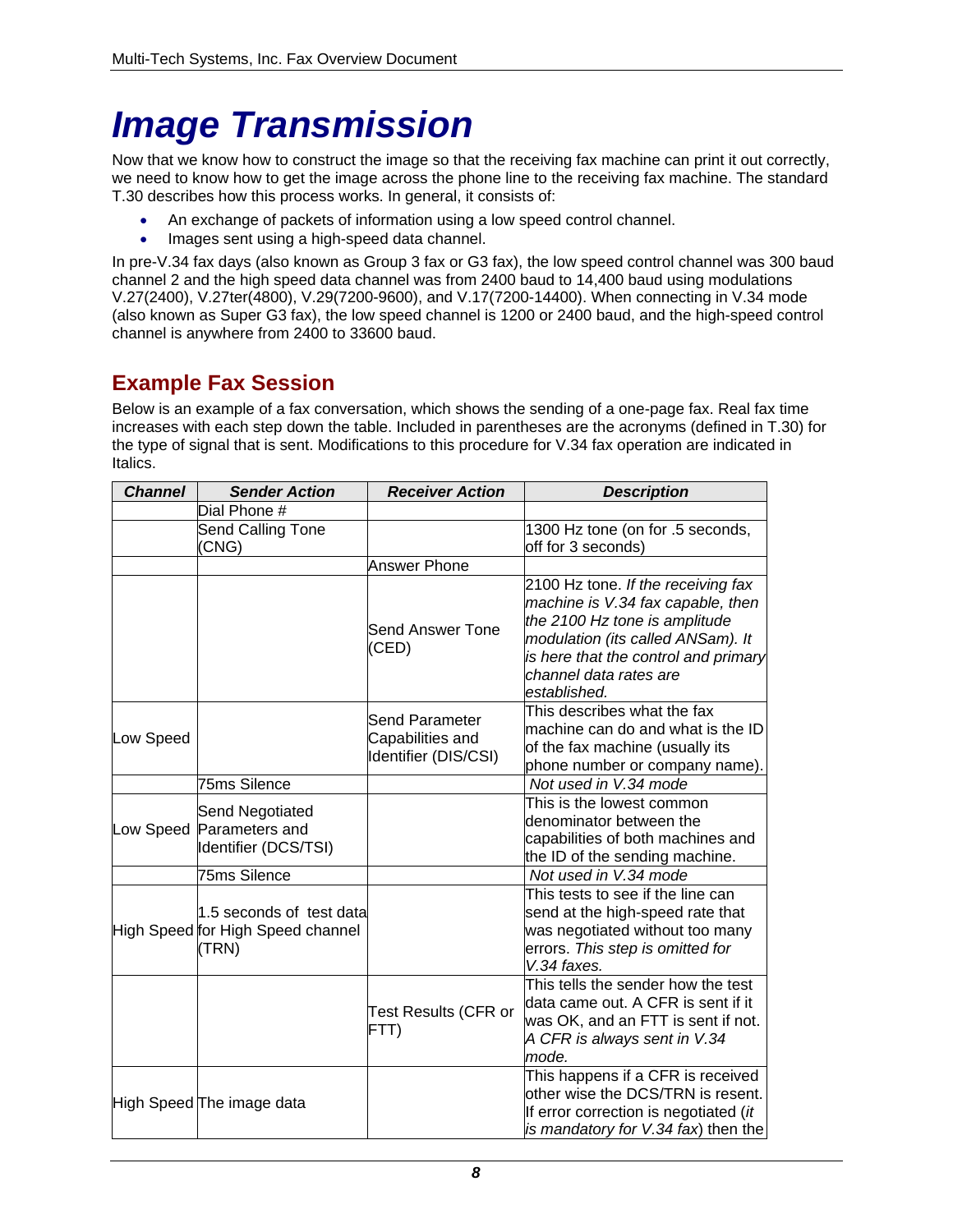# Image Transmission

Now that we know how to construct the image so that the receiving fax machine can print it out correctly, we need to know how to get the image across the phone line to the receiving fax machine. The standard T.30 describes how this process works. In general, it consists of:

- An exchange of packets of information using a low speed control channel.
- Images sent using a high-speed data channel.

In pre-V.34 fax days (also known as Group 3 fax or G3 fax), the low speed control channel was 300 baud channel 2 and the high speed data channel was from 2400 baud to 14,400 baud using modulations V.27(2400), V.27ter(4800), V.29(7200-9600), and V.17(7200-14400). When connecting in V.34 mode (also known as Super G3 fax), the low speed channel is 1200 or 2400 baud, and the high-speed control channel is anywhere from 2400 to 33600 baud.

## Example Fax Session

Below is an example of a fax conversation, which shows the sending of a one-page fax. Real fax time increases with each step down the table. Included in parentheses are the acronyms (defined in T.30) for the type of signal that is sent. Modifications to this procedure for V.34 fax operation are indicated in Italics.

| ***Channel*** | ***Sender Action*** | ***Receiver Action*** | ***Description*** |
|---|---|---|---|
| | Dial Phone # | | |
| | Send Calling Tone (CNG) | | 1300 Hz tone (on for .5 seconds, off for 3 seconds) |
| | | Answer Phone | |
| | | Send Answer Tone (CED) | 2100 Hz tone. *If the receiving fax machine is V.34 fax capable, then the 2100 Hz tone is amplitude modulation (its called ANSam). It is here that the control and primary channel data rates are established.* |
| Low Speed | | Send Parameter Capabilities and Identifier (DIS/CSI) | This describes what the fax machine can do and what is the ID of the fax machine (usually its phone number or company name). |
| | 75ms Silence | | *Not used in V.34 mode* |
| Low Speed | Send Negotiated Parameters and Identifier (DCS/TSI) | | This is the lowest common denominator between the capabilities of both machines and the ID of the sending machine. |
| | 75ms Silence | | *Not used in V.34 mode* |
| High Speed | 1.5 seconds of test data for High Speed channel (TRN) | | This tests to see if the line can send at the high-speed rate that was negotiated without too many errors. *This step is omitted for V.34 faxes.* |
| | | Test Results (CFR or FTT) | This tells the sender how the test data came out. A CFR is sent if it was OK, and an FTT is sent if not. *A CFR is always sent in V.34 mode.* |
| High Speed | The image data | | This happens if a CFR is received other wise the DCS/TRN is resent. If error correction is negotiated (*it is mandatory for V.34 fax*) then the |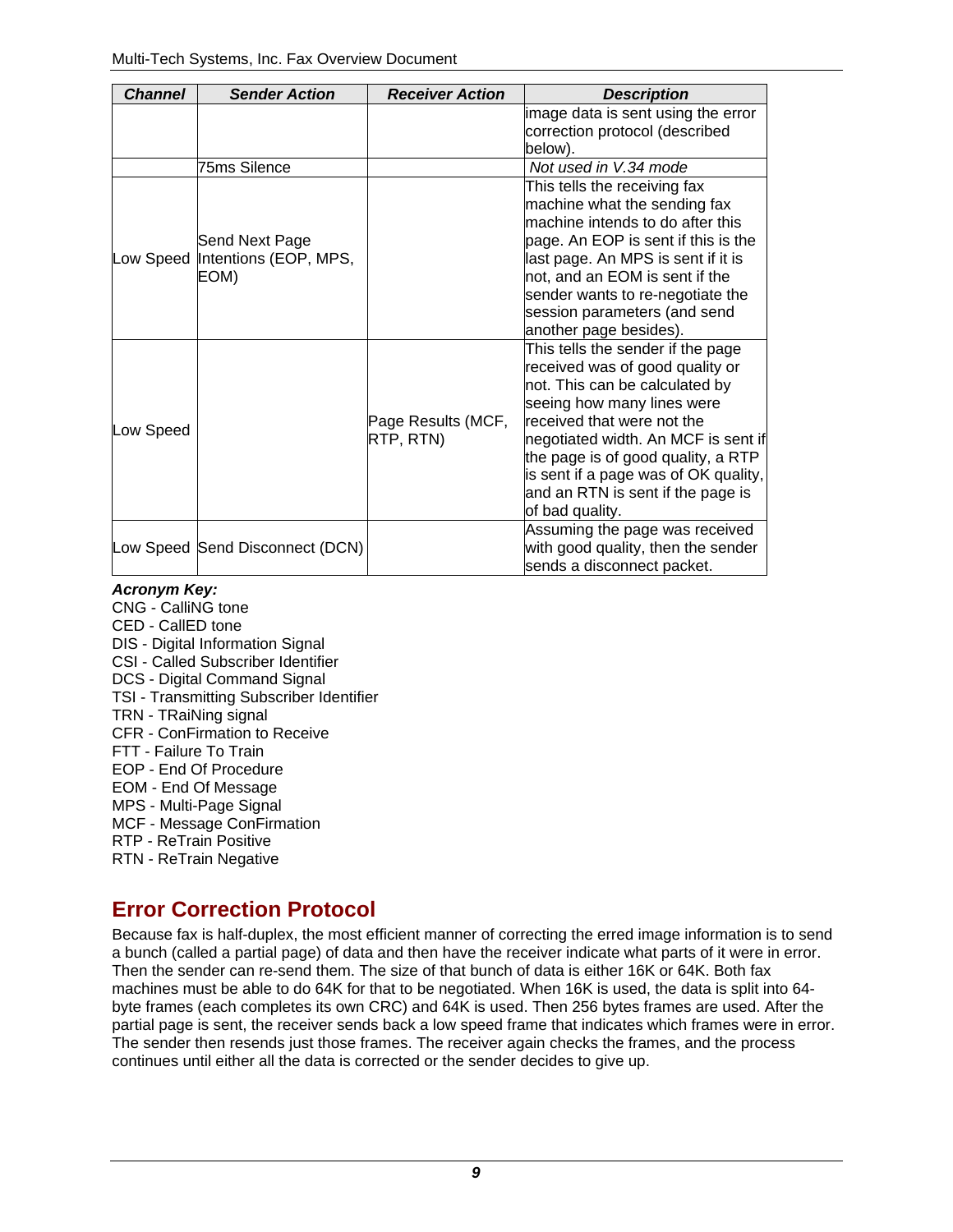| Channel | Sender Action | Receiver Action | Description |
|---|---|---|---|
| | | | image data is sent using the error correction protocol (described below). |
| | 75ms Silence | | *Not used in V.34 mode* |
| Low Speed | Send Next Page Intentions (EOP, MPS, EOM) | | This tells the receiving fax machine what the sending fax machine intends to do after this page. An EOP is sent if this is the last page. An MPS is sent if it is not, and an EOM is sent if the sender wants to re-negotiate the session parameters (and send another page besides). |
| Low Speed | | Page Results (MCF, RTP, RTN) | This tells the sender if the page received was of good quality or not. This can be calculated by seeing how many lines were received that were not the negotiated width. An MCF is sent if the page is of good quality, a RTP is sent if a page was of OK quality, and an RTN is sent if the page is of bad quality. |
| Low Speed | Send Disconnect (DCN) | | Assuming the page was received with good quality, then the sender sends a disconnect packet. |

***Acronym Key:***

CNG - CalliNG tone
CED - CallED tone
DIS - Digital Information Signal
CSI - Called Subscriber Identifier
DCS - Digital Command Signal
TSI - Transmitting Subscriber Identifier
TRN - TRaiNing signal
CFR - ConFirmation to Receive
FTT - Failure To Train
EOP - End Of Procedure
EOM - End Of Message
MPS - Multi-Page Signal
MCF - Message ConFirmation
RTP - ReTrain Positive
RTN - ReTrain Negative

## Error Correction Protocol

Because fax is half-duplex, the most efficient manner of correcting the erred image information is to send a bunch (called a partial page) of data and then have the receiver indicate what parts of it were in error. Then the sender can re-send them. The size of that bunch of data is either 16K or 64K. Both fax machines must be able to do 64K for that to be negotiated. When 16K is used, the data is split into 64-byte frames (each completes its own CRC) and 64K is used. Then 256 bytes frames are used. After the partial page is sent, the receiver sends back a low speed frame that indicates which frames were in error. The sender then resends just those frames. The receiver again checks the frames, and the process continues until either all the data is corrected or the sender decides to give up.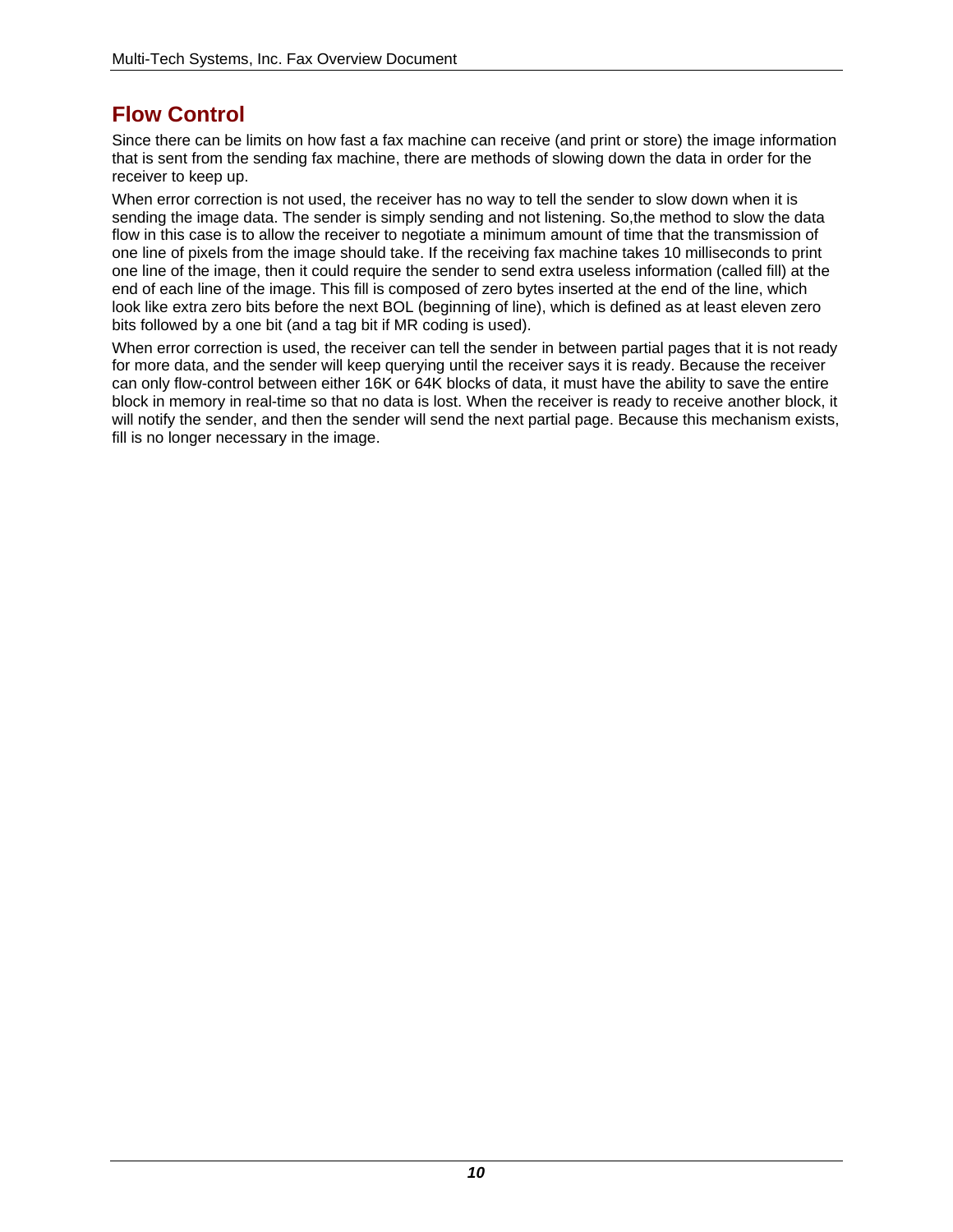## Flow Control

Since there can be limits on how fast a fax machine can receive (and print or store) the image information that is sent from the sending fax machine, there are methods of slowing down the data in order for the receiver to keep up.

When error correction is not used, the receiver has no way to tell the sender to slow down when it is sending the image data. The sender is simply sending and not listening. So,the method to slow the data flow in this case is to allow the receiver to negotiate a minimum amount of time that the transmission of one line of pixels from the image should take. If the receiving fax machine takes 10 milliseconds to print one line of the image, then it could require the sender to send extra useless information (called fill) at the end of each line of the image. This fill is composed of zero bytes inserted at the end of the line, which look like extra zero bits before the next BOL (beginning of line), which is defined as at least eleven zero bits followed by a one bit (and a tag bit if MR coding is used).

When error correction is used, the receiver can tell the sender in between partial pages that it is not ready for more data, and the sender will keep querying until the receiver says it is ready. Because the receiver can only flow-control between either 16K or 64K blocks of data, it must have the ability to save the entire block in memory in real-time so that no data is lost. When the receiver is ready to receive another block, it will notify the sender, and then the sender will send the next partial page. Because this mechanism exists, fill is no longer necessary in the image.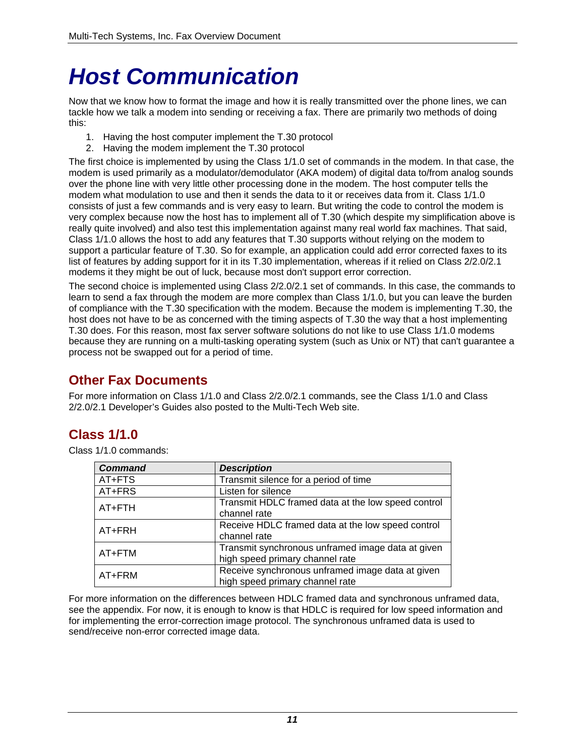# Host Communication

Now that we know how to format the image and how it is really transmitted over the phone lines, we can tackle how we talk a modem into sending or receiving a fax. There are primarily two methods of doing this:

1. Having the host computer implement the T.30 protocol
2. Having the modem implement the T.30 protocol

The first choice is implemented by using the Class 1/1.0 set of commands in the modem. In that case, the modem is used primarily as a modulator/demodulator (AKA modem) of digital data to/from analog sounds over the phone line with very little other processing done in the modem. The host computer tells the modem what modulation to use and then it sends the data to it or receives data from it. Class 1/1.0 consists of just a few commands and is very easy to learn. But writing the code to control the modem is very complex because now the host has to implement all of T.30 (which despite my simplification above is really quite involved) and also test this implementation against many real world fax machines. That said, Class 1/1.0 allows the host to add any features that T.30 supports without relying on the modem to support a particular feature of T.30. So for example, an application could add error corrected faxes to its list of features by adding support for it in its T.30 implementation, whereas if it relied on Class 2/2.0/2.1 modems it they might be out of luck, because most don't support error correction.

The second choice is implemented using Class 2/2.0/2.1 set of commands. In this case, the commands to learn to send a fax through the modem are more complex than Class 1/1.0, but you can leave the burden of compliance with the T.30 specification with the modem. Because the modem is implementing T.30, the host does not have to be as concerned with the timing aspects of T.30 the way that a host implementing T.30 does. For this reason, most fax server software solutions do not like to use Class 1/1.0 modems because they are running on a multi-tasking operating system (such as Unix or NT) that can't guarantee a process not be swapped out for a period of time.

## Other Fax Documents

For more information on Class 1/1.0 and Class 2/2.0/2.1 commands, see the Class 1/1.0 and Class 2/2.0/2.1 Developer's Guides also posted to the Multi-Tech Web site.

## Class 1/1.0

Class 1/1.0 commands:

| *Command* | *Description* |
|---|---|
| AT+FTS | Transmit silence for a period of time |
| AT+FRS | Listen for silence |
| AT+FTH | Transmit HDLC framed data at the low speed control channel rate |
| AT+FRH | Receive HDLC framed data at the low speed control channel rate |
| AT+FTM | Transmit synchronous unframed image data at given high speed primary channel rate |
| AT+FRM | Receive synchronous unframed image data at given high speed primary channel rate |

For more information on the differences between HDLC framed data and synchronous unframed data, see the appendix. For now, it is enough to know is that HDLC is required for low speed information and for implementing the error-correction image protocol. The synchronous unframed data is used to send/receive non-error corrected image data.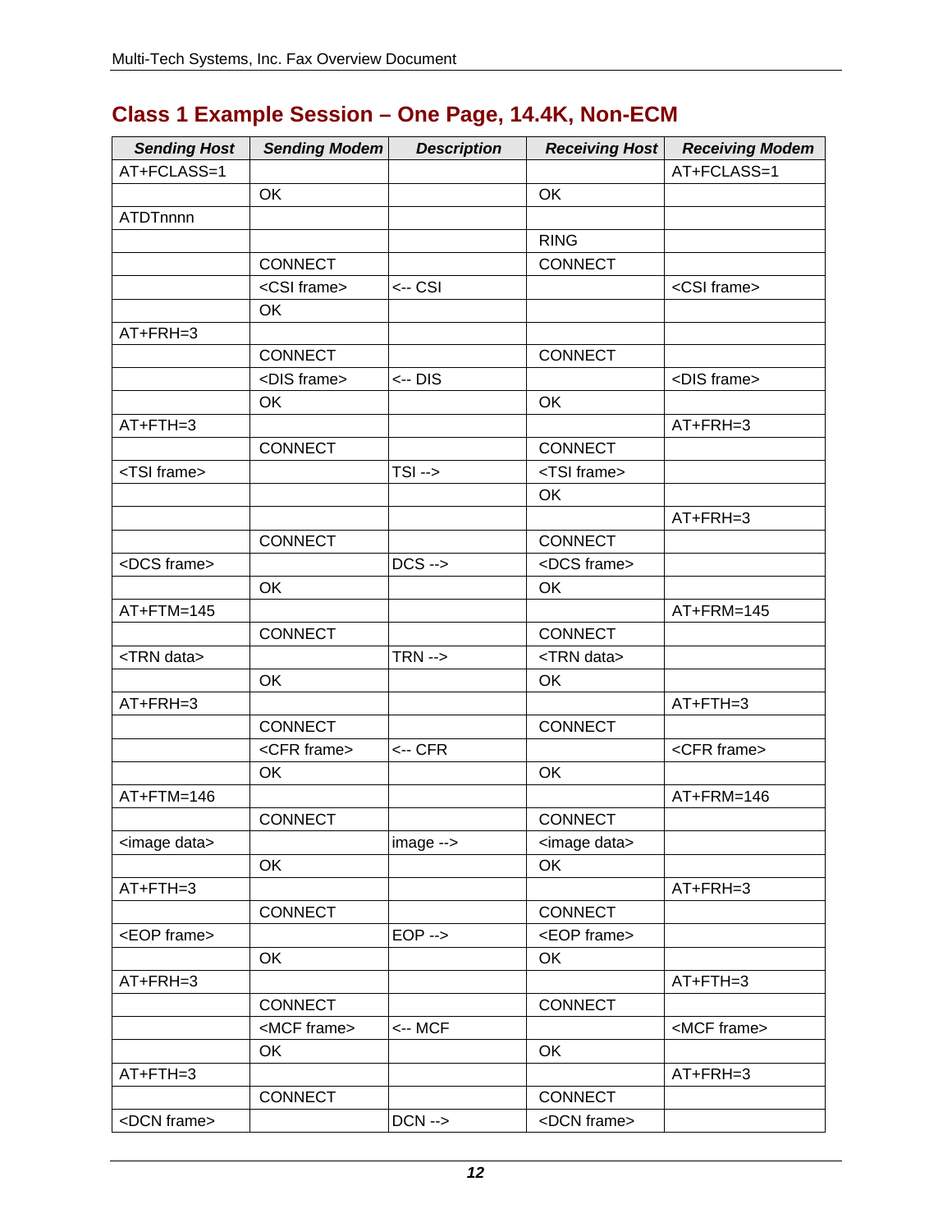## Class 1 Example Session – One Page, 14.4K, Non-ECM

| Sending Host | Sending Modem | Description | Receiving Host | Receiving Modem |
|---|---|---|---|---|
| AT+FCLASS=1 | | | | AT+FCLASS=1 |
| | OK | | OK | |
| ATDTnnnn | | | | |
| | | | RING | |
| | CONNECT | | CONNECT | |
| | <CSI frame> | <-- CSI | | <CSI frame> |
| | OK | | | |
| AT+FRH=3 | | | | |
| | CONNECT | | CONNECT | |
| | <DIS frame> | <-- DIS | | <DIS frame> |
| | OK | | OK | |
| AT+FTH=3 | | | | AT+FRH=3 |
| | CONNECT | | CONNECT | |
| <TSI frame> | | TSI --> | <TSI frame> | |
| | | | OK | |
| | | | | AT+FRH=3 |
| | CONNECT | | CONNECT | |
| <DCS frame> | | DCS --> | <DCS frame> | |
| | OK | | OK | |
| AT+FTM=145 | | | | AT+FRM=145 |
| | CONNECT | | CONNECT | |
| <TRN data> | | TRN --> | <TRN data> | |
| | OK | | OK | |
| AT+FRH=3 | | | | AT+FTH=3 |
| | CONNECT | | CONNECT | |
| | <CFR frame> | <-- CFR | | <CFR frame> |
| | OK | | OK | |
| AT+FTM=146 | | | | AT+FRM=146 |
| | CONNECT | | CONNECT | |
| <image data> | | image --> | <image data> | |
| | OK | | OK | |
| AT+FTH=3 | | | | AT+FRH=3 |
| | CONNECT | | CONNECT | |
| <EOP frame> | | EOP --> | <EOP frame> | |
| | OK | | OK | |
| AT+FRH=3 | | | | AT+FTH=3 |
| | CONNECT | | CONNECT | |
| | <MCF frame> | <-- MCF | | <MCF frame> |
| | OK | | OK | |
| AT+FTH=3 | | | | AT+FRH=3 |
| | CONNECT | | CONNECT | |
| <DCN frame> | | DCN --> | <DCN frame> | |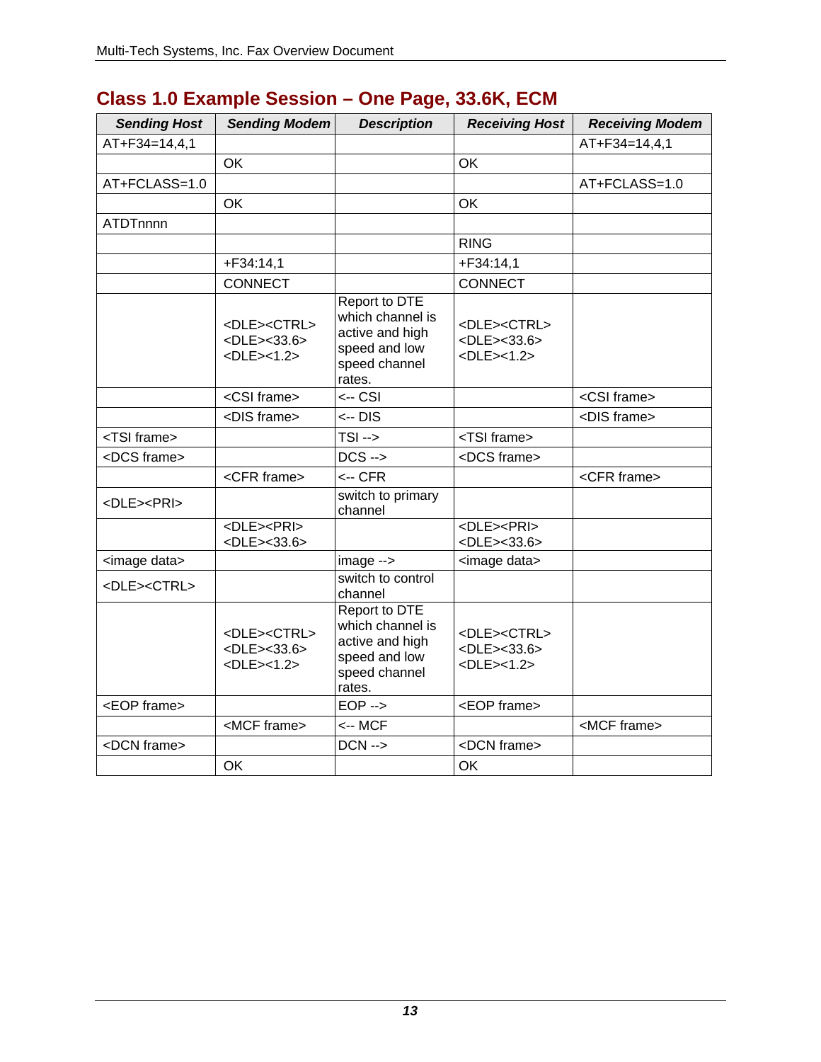## Class 1.0 Example Session – One Page, 33.6K, ECM

| *Sending Host* | *Sending Modem* | *Description* | *Receiving Host* | *Receiving Modem* |
|---|---|---|---|---|
| AT+F34=14,4,1 | | | | AT+F34=14,4,1 |
| | OK | | OK | |
| AT+FCLASS=1.0 | | | | AT+FCLASS=1.0 |
| | OK | | OK | |
| ATDTnnnn | | | | |
| | | | RING | |
| | +F34:14,1 | | +F34:14,1 | |
| | CONNECT | | CONNECT | |
| | <DLE><CTRL> <DLE><33.6> <DLE><1.2> | Report to DTE which channel is active and high speed and low speed channel rates. | <DLE><CTRL> <DLE><33.6> <DLE><1.2> | |
| | <CSI frame> | <-- CSI | | <CSI frame> |
| | <DIS frame> | <-- DIS | | <DIS frame> |
| <TSI frame> | | TSI --> | <TSI frame> | |
| <DCS frame> | | DCS --> | <DCS frame> | |
| | <CFR frame> | <-- CFR | | <CFR frame> |
| <DLE><PRI> | | switch to primary channel | | |
| | <DLE><PRI> <DLE><33.6> | | <DLE><PRI> <DLE><33.6> | |
| <image data> | | image --> | <image data> | |
| <DLE><CTRL> | | switch to control channel | | |
| | <DLE><CTRL> <DLE><33.6> <DLE><1.2> | Report to DTE which channel is active and high speed and low speed channel rates. | <DLE><CTRL> <DLE><33.6> <DLE><1.2> | |
| <EOP frame> | | EOP --> | <EOP frame> | |
| | <MCF frame> | <-- MCF | | <MCF frame> |
| <DCN frame> | | DCN --> | <DCN frame> | |
| | OK | | OK | |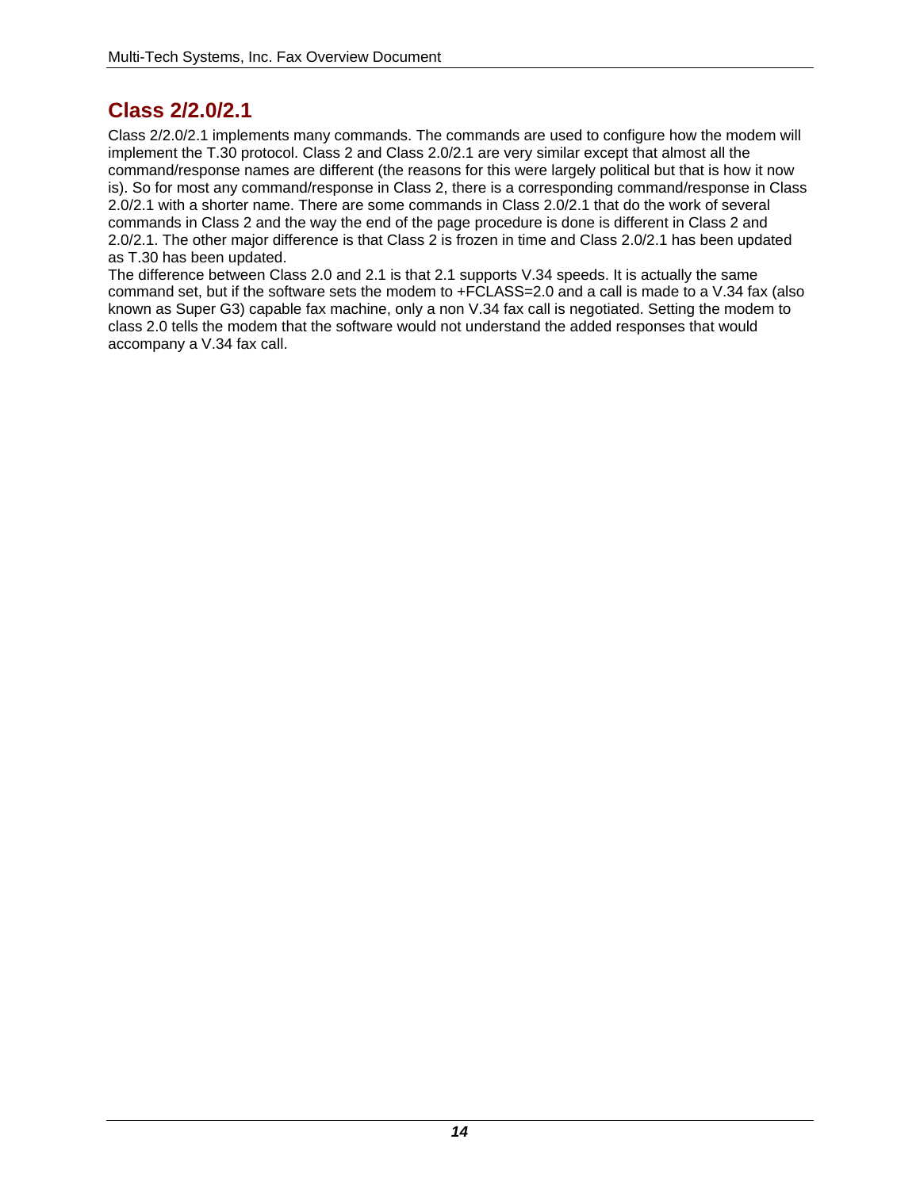## Class 2/2.0/2.1

Class 2/2.0/2.1 implements many commands. The commands are used to configure how the modem will implement the T.30 protocol. Class 2 and Class 2.0/2.1 are very similar except that almost all the command/response names are different (the reasons for this were largely political but that is how it now is). So for most any command/response in Class 2, there is a corresponding command/response in Class 2.0/2.1 with a shorter name. There are some commands in Class 2.0/2.1 that do the work of several commands in Class 2 and the way the end of the page procedure is done is different in Class 2 and 2.0/2.1. The other major difference is that Class 2 is frozen in time and Class 2.0/2.1 has been updated as T.30 has been updated.

The difference between Class 2.0 and 2.1 is that 2.1 supports V.34 speeds. It is actually the same command set, but if the software sets the modem to +FCLASS=2.0 and a call is made to a V.34 fax (also known as Super G3) capable fax machine, only a non V.34 fax call is negotiated. Setting the modem to class 2.0 tells the modem that the software would not understand the added responses that would accompany a V.34 fax call.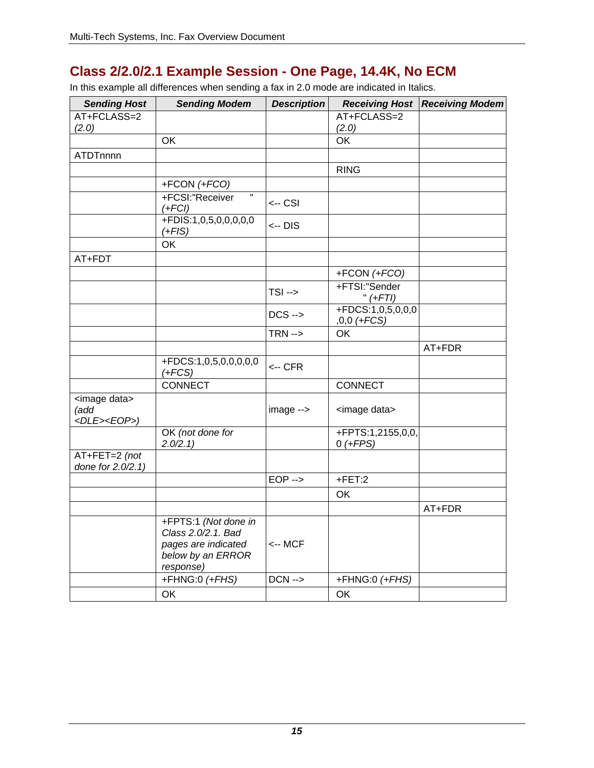## Class 2/2.0/2.1 Example Session - One Page, 14.4K, No ECM

In this example all differences when sending a fax in 2.0 mode are indicated in Italics.

| ***Sending Host*** | ***Sending Modem*** | ***Description*** | ***Receiving Host*** | ***Receiving Modem*** |
|---|---|---|---|---|
| AT+FCLASS=2 *(2.0)* | | | AT+FCLASS=2 *(2.0)* | |
| | OK | | OK | |
| ATDTnnnn | | | | |
| | | | RING | |
| | +FCON *(+FCO)* | | | |
| | +FCSI:"Receiver " *(+FCI)* | <-- CSI | | |
| | +FDIS:1,0,5,0,0,0,0,0 *(+FIS)* | <-- DIS | | |
| | OK | | | |
| AT+FDT | | | | |
| | | | +FCON *(+FCO)* | |
| | | TSI --> | +FTSI:"Sender " *(+FTI)* | |
| | | DCS --> | +FDCS:1,0,5,0,0,0,0,0 *(+FCS)* | |
| | | TRN --> | OK | |
| | | | | AT+FDR |
| | +FDCS:1,0,5,0,0,0,0,0 *(+FCS)* | <-- CFR | | |
| | CONNECT | | CONNECT | |
| <image data> *(add <DLE><EOP>)* | | image --> | <image data> | |
| | OK *(not done for 2.0/2.1)* | | +FPTS:1,2155,0,0,0 *(+FPS)* | |
| AT+FET=2 *(not done for 2.0/2.1)* | | | | |
| | | EOP --> | +FET:2 | |
| | | | OK | |
| | | | | AT+FDR |
| | +FPTS:1 *(Not done in Class 2.0/2.1. Bad pages are indicated below by an ERROR response)* | <-- MCF | | |
| | +FHNG:0 *(+FHS)* | DCN --> | +FHNG:0 *(+FHS)* | |
| | OK | | OK | |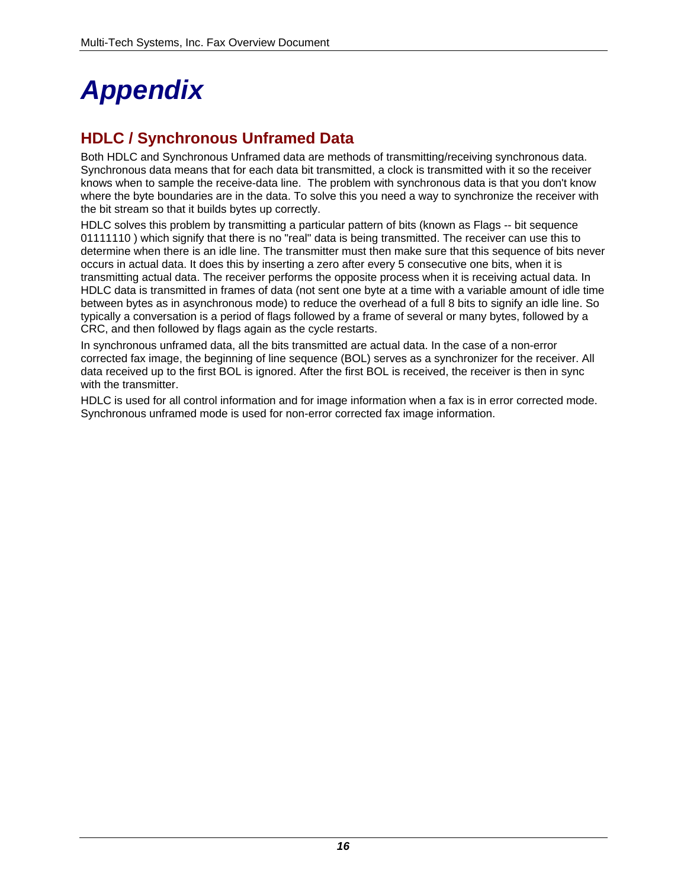# Appendix

## HDLC / Synchronous Unframed Data

Both HDLC and Synchronous Unframed data are methods of transmitting/receiving synchronous data. Synchronous data means that for each data bit transmitted, a clock is transmitted with it so the receiver knows when to sample the receive-data line. The problem with synchronous data is that you don't know where the byte boundaries are in the data. To solve this you need a way to synchronize the receiver with the bit stream so that it builds bytes up correctly.

HDLC solves this problem by transmitting a particular pattern of bits (known as Flags -- bit sequence 01111110 ) which signify that there is no "real" data is being transmitted. The receiver can use this to determine when there is an idle line. The transmitter must then make sure that this sequence of bits never occurs in actual data. It does this by inserting a zero after every 5 consecutive one bits, when it is transmitting actual data. The receiver performs the opposite process when it is receiving actual data. In HDLC data is transmitted in frames of data (not sent one byte at a time with a variable amount of idle time between bytes as in asynchronous mode) to reduce the overhead of a full 8 bits to signify an idle line. So typically a conversation is a period of flags followed by a frame of several or many bytes, followed by a CRC, and then followed by flags again as the cycle restarts.

In synchronous unframed data, all the bits transmitted are actual data. In the case of a non-error corrected fax image, the beginning of line sequence (BOL) serves as a synchronizer for the receiver. All data received up to the first BOL is ignored. After the first BOL is received, the receiver is then in sync with the transmitter.

HDLC is used for all control information and for image information when a fax is in error corrected mode. Synchronous unframed mode is used for non-error corrected fax image information.